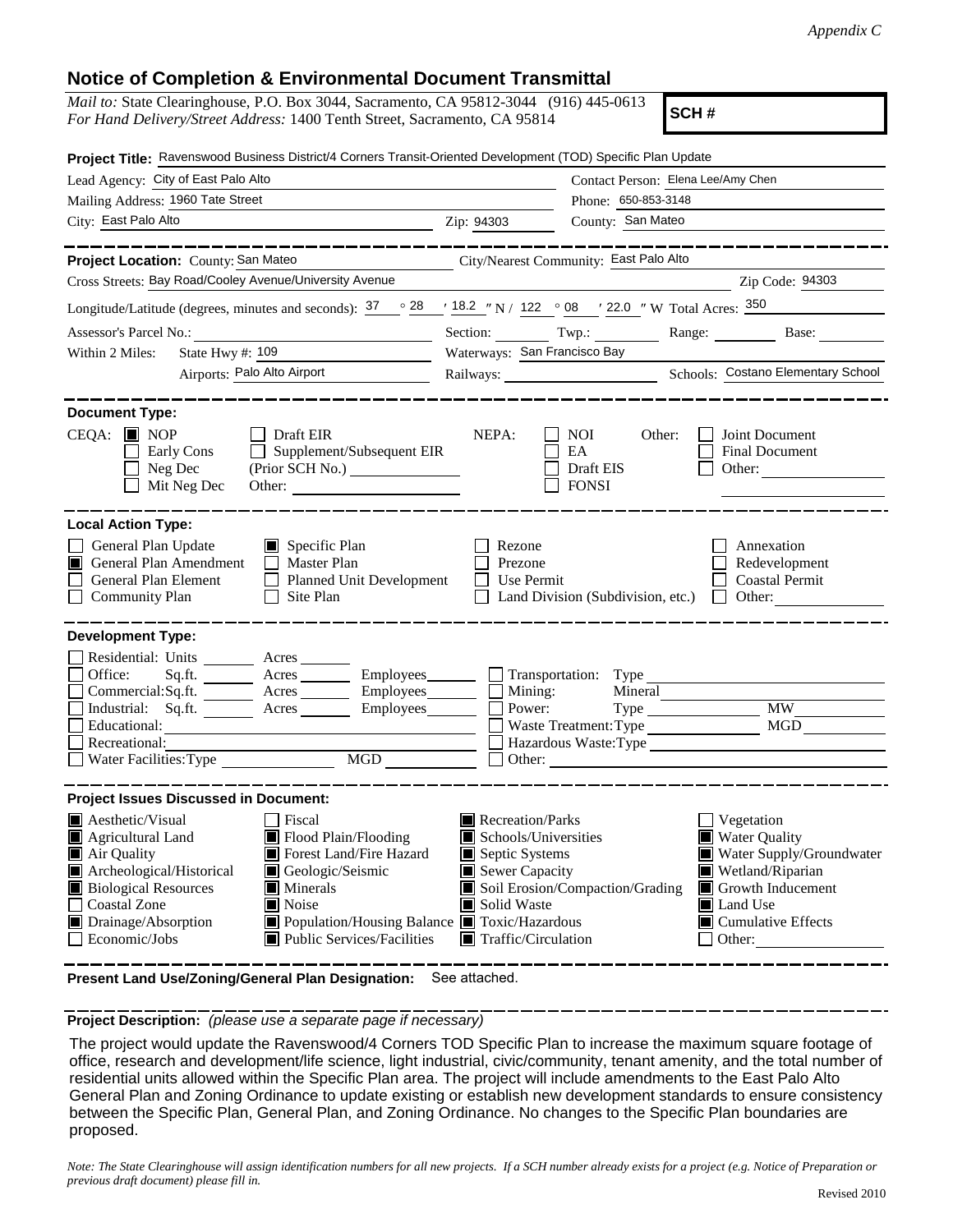*Appendix C*

# Notice of Completion & Environmental Document Transmittal

*Mail to:* State Clearinghouse, P.O. Box 3044, Sacramento, CA 95812-3044 (916) 445-0613
*For Hand Delivery/Street Address:* 1400 Tenth Street, Sacramento, CA 95814

**SCH #**

**Project Title:** Ravenswood Business District/4 Corners Transit-Oriented Development (TOD) Specific Plan Update

Lead Agency: City of East Palo Alto
Contact Person: Elena Lee/Amy Chen
Mailing Address: 1960 Tate Street
Phone: 650-853-3148
City: East Palo Alto
Zip: 94303
County: San Mateo

---

**Project Location:** County: San Mateo
City/Nearest Community: East Palo Alto
Cross Streets: Bay Road/Cooley Avenue/University Avenue
Zip Code: 94303
Longitude/Latitude (degrees, minutes and seconds): 37 ° 28 ′ 18.2 ″ N / 122 ° 08 ′ 22.0 ″ W Total Acres: 350
Assessor's Parcel No.:
Section: Twp.: Range: Base:
Within 2 Miles: State Hwy #: 109
Waterways: San Francisco Bay
Airports: Palo Alto Airport
Railways:
Schools: Costano Elementary School

---

**Document Type:**

CEQA: ■ NOP ☐ Draft EIR ☐ Early Cons ☐ Supplement/Subsequent EIR ☐ Neg Dec (Prior SCH No.) ☐ Mit Neg Dec Other:

NEPA: ☐ NOI ☐ EA ☐ Draft EIS ☐ FONSI

Other: ☐ Joint Document ☐ Final Document ☐ Other:

---

**Local Action Type:**

☐ General Plan Update ■ Specific Plan ☐ Rezone ☐ Annexation
■ General Plan Amendment ☐ Master Plan ☐ Prezone ☐ Redevelopment
☐ General Plan Element ☐ Planned Unit Development ☐ Use Permit ☐ Coastal Permit
☐ Community Plan ☐ Site Plan ☐ Land Division (Subdivision, etc.) ☐ Other:

---

**Development Type:**

☐ Residential: Units Acres
☐ Office: Sq.ft. Acres Employees
☐ Commercial: Sq.ft. Acres Employees
☐ Industrial: Sq.ft. Acres Employees
☐ Educational:
☐ Recreational:
☐ Water Facilities: Type MGD
☐ Transportation: Type
☐ Mining: Mineral
☐ Power: Type MW
☐ Waste Treatment: Type MGD
☐ Hazardous Waste: Type
☐ Other:

---

**Project Issues Discussed in Document:**

■ Aesthetic/Visual ☐ Fiscal ■ Recreation/Parks ☐ Vegetation
■ Agricultural Land ■ Flood Plain/Flooding ■ Schools/Universities ■ Water Quality
■ Air Quality ■ Forest Land/Fire Hazard ■ Septic Systems ■ Water Supply/Groundwater
■ Archeological/Historical ■ Geologic/Seismic ■ Sewer Capacity ■ Wetland/Riparian
■ Biological Resources ■ Minerals ■ Soil Erosion/Compaction/Grading ■ Growth Inducement
☐ Coastal Zone ■ Noise ■ Solid Waste ■ Land Use
■ Drainage/Absorption ■ Population/Housing Balance ■ Toxic/Hazardous ■ Cumulative Effects
☐ Economic/Jobs ■ Public Services/Facilities ■ Traffic/Circulation ☐ Other:

---

**Present Land Use/Zoning/General Plan Designation:** See attached.

---

**Project Description:** *(please use a separate page if necessary)*

The project would update the Ravenswood/4 Corners TOD Specific Plan to increase the maximum square footage of office, research and development/life science, light industrial, civic/community, tenant amenity, and the total number of residential units allowed within the Specific Plan area. The project will include amendments to the East Palo Alto General Plan and Zoning Ordinance to update existing or establish new development standards to ensure consistency between the Specific Plan, General Plan, and Zoning Ordinance. No changes to the Specific Plan boundaries are proposed.

*Note: The State Clearinghouse will assign identification numbers for all new projects. If a SCH number already exists for a project (e.g. Notice of Preparation or previous draft document) please fill in.*

Revised 2010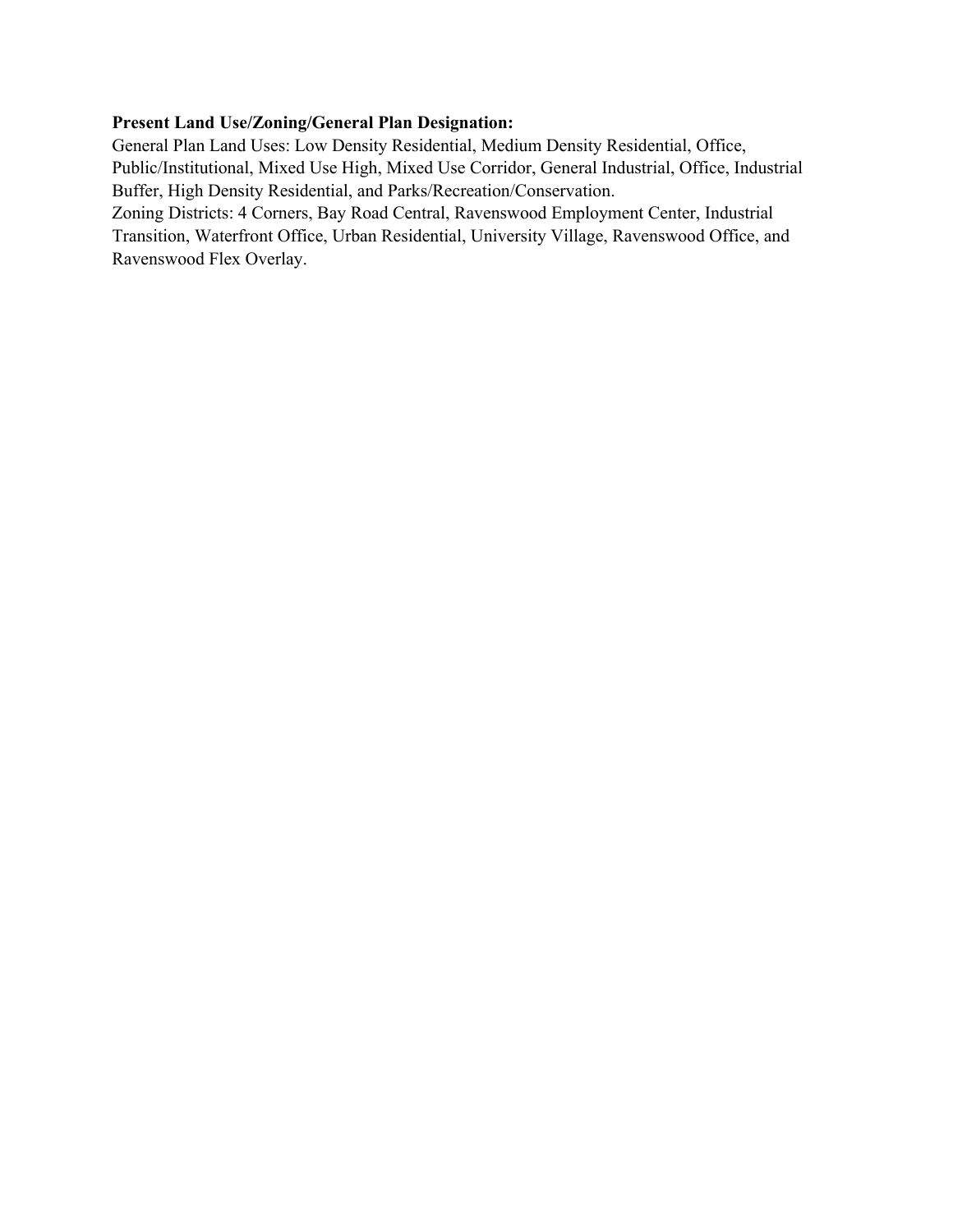**Present Land Use/Zoning/General Plan Designation:**

General Plan Land Uses: Low Density Residential, Medium Density Residential, Office, Public/Institutional, Mixed Use High, Mixed Use Corridor, General Industrial, Office, Industrial Buffer, High Density Residential, and Parks/Recreation/Conservation.

Zoning Districts: 4 Corners, Bay Road Central, Ravenswood Employment Center, Industrial Transition, Waterfront Office, Urban Residential, University Village, Ravenswood Office, and Ravenswood Flex Overlay.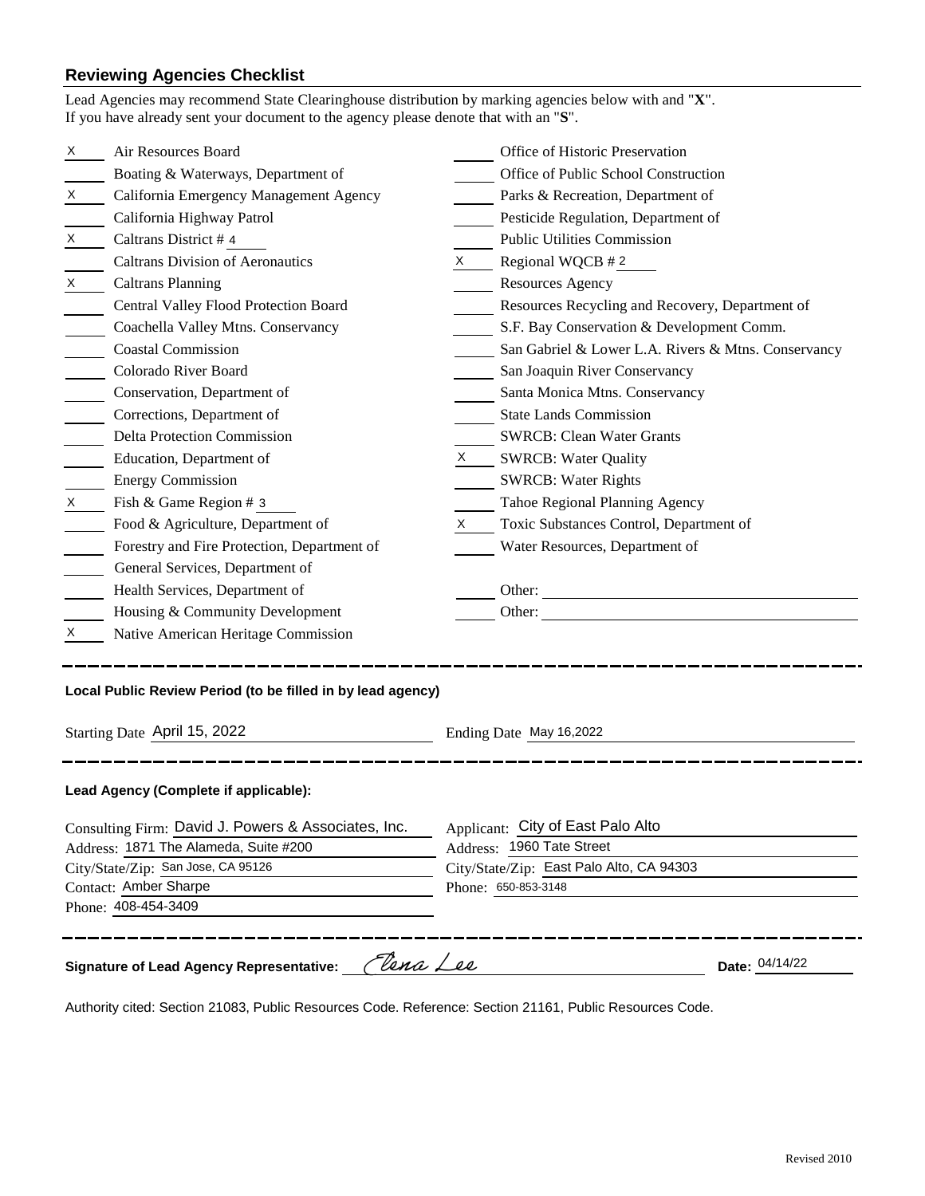## Reviewing Agencies Checklist

Lead Agencies may recommend State Clearinghouse distribution by marking agencies below with and "**X**".
If you have already sent your document to the agency please denote that with an "**S**".

| | | | |
|---|---|---|---|
| X | Air Resources Board | | Office of Historic Preservation |
| | Boating & Waterways, Department of | | Office of Public School Construction |
| X | California Emergency Management Agency | | Parks & Recreation, Department of |
| | California Highway Patrol | | Pesticide Regulation, Department of |
| X | Caltrans District # 4 | | Public Utilities Commission |
| | Caltrans Division of Aeronautics | X | Regional WQCB # 2 |
| X | Caltrans Planning | | Resources Agency |
| | Central Valley Flood Protection Board | | Resources Recycling and Recovery, Department of |
| | Coachella Valley Mtns. Conservancy | | S.F. Bay Conservation & Development Comm. |
| | Coastal Commission | | San Gabriel & Lower L.A. Rivers & Mtns. Conservancy |
| | Colorado River Board | | San Joaquin River Conservancy |
| | Conservation, Department of | | Santa Monica Mtns. Conservancy |
| | Corrections, Department of | | State Lands Commission |
| | Delta Protection Commission | | SWRCB: Clean Water Grants |
| | Education, Department of | X | SWRCB: Water Quality |
| | Energy Commission | | SWRCB: Water Rights |
| X | Fish & Game Region # 3 | | Tahoe Regional Planning Agency |
| | Food & Agriculture, Department of | X | Toxic Substances Control, Department of |
| | Forestry and Fire Protection, Department of | | Water Resources, Department of |
| | General Services, Department of | | |
| | Health Services, Department of | | Other: |
| | Housing & Community Development | | Other: |
| X | Native American Heritage Commission | | |

---

**Local Public Review Period (to be filled in by lead agency)**

Starting Date April 15, 2022 Ending Date May 16,2022

---

**Lead Agency (Complete if applicable):**

Consulting Firm: David J. Powers & Associates, Inc.
Address: 1871 The Alameda, Suite #200
City/State/Zip: San Jose, CA 95126
Contact: Amber Sharpe
Phone: 408-454-3409

Applicant: City of East Palo Alto
Address: 1960 Tate Street
City/State/Zip: East Palo Alto, CA 94303
Phone: 650-853-3148

---

**Signature of Lead Agency Representative:** Elena Lee **Date:** 04/14/22

Authority cited: Section 21083, Public Resources Code. Reference: Section 21161, Public Resources Code.

Revised 2010